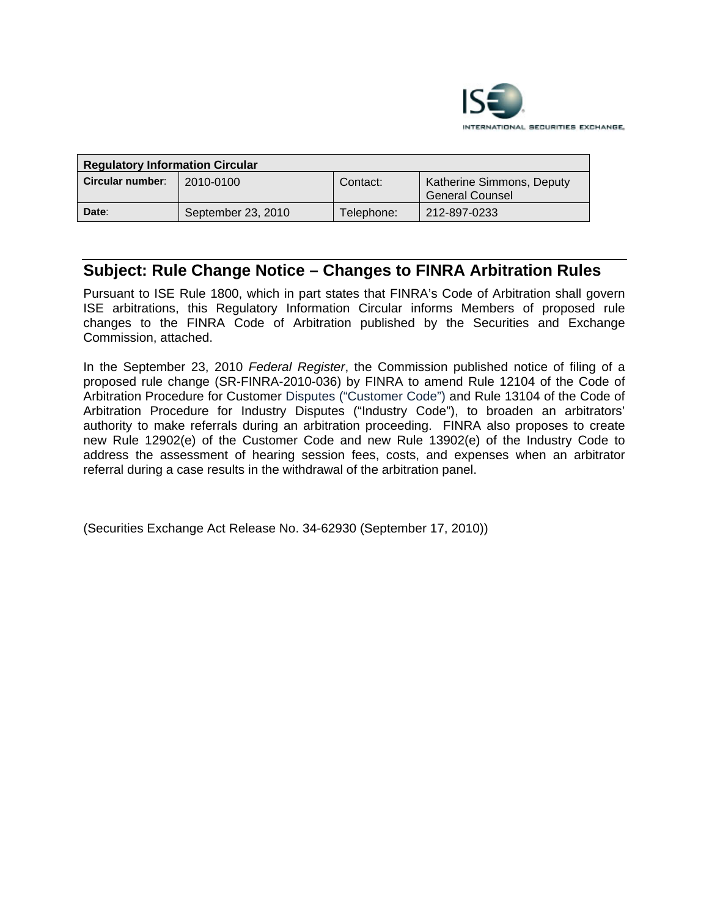ISE INTERNATIONAL SECURITIES EXCHANGE

| Regulatory Information Circular | | | |
|---|---|---|---|
| **Circular number**: | 2010-0100 | Contact: | Katherine Simmons, Deputy General Counsel |
| **Date**: | September 23, 2010 | Telephone: | 212-897-0233 |

## Subject: Rule Change Notice – Changes to FINRA Arbitration Rules

Pursuant to ISE Rule 1800, which in part states that FINRA's Code of Arbitration shall govern ISE arbitrations, this Regulatory Information Circular informs Members of proposed rule changes to the FINRA Code of Arbitration published by the Securities and Exchange Commission, attached.

In the September 23, 2010 *Federal Register*, the Commission published notice of filing of a proposed rule change (SR-FINRA-2010-036) by FINRA to amend Rule 12104 of the Code of Arbitration Procedure for Customer Disputes ("Customer Code") and Rule 13104 of the Code of Arbitration Procedure for Industry Disputes ("Industry Code"), to broaden an arbitrators' authority to make referrals during an arbitration proceeding. FINRA also proposes to create new Rule 12902(e) of the Customer Code and new Rule 13902(e) of the Industry Code to address the assessment of hearing session fees, costs, and expenses when an arbitrator referral during a case results in the withdrawal of the arbitration panel.

(Securities Exchange Act Release No. 34-62930 (September 17, 2010))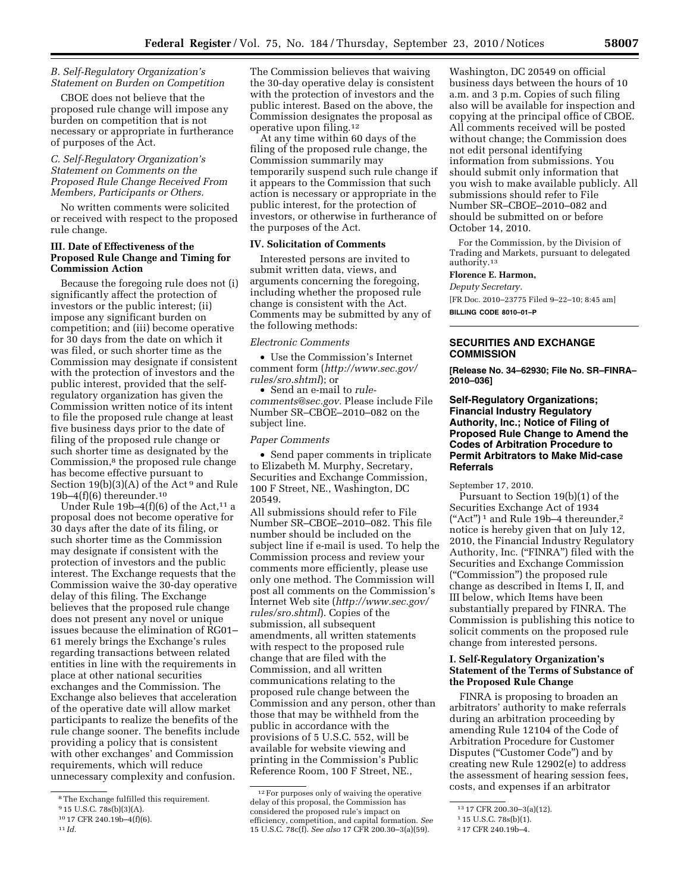*B. Self-Regulatory Organization's Statement on Burden on Competition*

CBOE does not believe that the proposed rule change will impose any burden on competition that is not necessary or appropriate in furtherance of purposes of the Act.

*C. Self-Regulatory Organization's Statement on Comments on the Proposed Rule Change Received From Members, Participants or Others.*

No written comments were solicited or received with respect to the proposed rule change.

**III. Date of Effectiveness of the Proposed Rule Change and Timing for Commission Action**

Because the foregoing rule does not (i) significantly affect the protection of investors or the public interest; (ii) impose any significant burden on competition; and (iii) become operative for 30 days from the date on which it was filed, or such shorter time as the Commission may designate if consistent with the protection of investors and the public interest, provided that the self-regulatory organization has given the Commission written notice of its intent to file the proposed rule change at least five business days prior to the date of filing of the proposed rule change or such shorter time as designated by the Commission,[8] the proposed rule change has become effective pursuant to Section 19(b)(3)(A) of the Act[9] and Rule 19b–4(f)(6) thereunder.[10]

Under Rule 19b–4(f)(6) of the Act,[11] a proposal does not become operative for 30 days after the date of its filing, or such shorter time as the Commission may designate if consistent with the protection of investors and the public interest. The Exchange requests that the Commission waive the 30-day operative delay of this filing. The Exchange believes that the proposed rule change does not present any novel or unique issues because the elimination of RG01–61 merely brings the Exchange's rules regarding transactions between related entities in line with the requirements in place at other national securities exchanges and the Commission. The Exchange also believes that acceleration of the operative date will allow market participants to realize the benefits of the rule change sooner. The benefits include providing a policy that is consistent with other exchanges' and Commission requirements, which will reduce unnecessary complexity and confusion.

The Commission believes that waiving the 30-day operative delay is consistent with the protection of investors and the public interest. Based on the above, the Commission designates the proposal as operative upon filing.[12]

At any time within 60 days of the filing of the proposed rule change, the Commission summarily may temporarily suspend such rule change if it appears to the Commission that such action is necessary or appropriate in the public interest, for the protection of investors, or otherwise in furtherance of the purposes of the Act.

**IV. Solicitation of Comments**

Interested persons are invited to submit written data, views, and arguments concerning the foregoing, including whether the proposed rule change is consistent with the Act. Comments may be submitted by any of the following methods:

*Electronic Comments*

- Use the Commission's Internet comment form (*http://www.sec.gov/rules/sro.shtml*); or
- Send an e-mail to *rule-comments@sec.gov*. Please include File Number SR–CBOE–2010–082 on the subject line.

*Paper Comments*

- Send paper comments in triplicate to Elizabeth M. Murphy, Secretary, Securities and Exchange Commission, 100 F Street, NE., Washington, DC 20549.

All submissions should refer to File Number SR–CBOE–2010–082. This file number should be included on the subject line if e-mail is used. To help the Commission process and review your comments more efficiently, please use only one method. The Commission will post all comments on the Commission's Internet Web site (*http://www.sec.gov/rules/sro.shtml*). Copies of the submission, all subsequent amendments, all written statements with respect to the proposed rule change that are filed with the Commission, and all written communications relating to the proposed rule change between the Commission and any person, other than those that may be withheld from the public in accordance with the provisions of 5 U.S.C. 552, will be available for website viewing and printing in the Commission's Public Reference Room, 100 F Street, NE., Washington, DC 20549 on official business days between the hours of 10 a.m. and 3 p.m. Copies of such filing also will be available for inspection and copying at the principal office of CBOE. All comments received will be posted without change; the Commission does not edit personal identifying information from submissions. You should submit only information that you wish to make available publicly. All submissions should refer to File Number SR–CBOE–2010–082 and should be submitted on or before October 14, 2010.

For the Commission, by the Division of Trading and Markets, pursuant to delegated authority.[13]

**Florence E. Harmon,**

*Deputy Secretary.*

[FR Doc. 2010–23775 Filed 9–22–10; 8:45 am]

**BILLING CODE 8010–01–P**

---

[8] The Exchange fulfilled this requirement.

[9] 15 U.S.C. 78s(b)(3)(A).

[10] 17 CFR 240.19b–4(f)(6).

[11] *Id.*

[12] For purposes only of waiving the operative delay of this proposal, the Commission has considered the proposed rule's impact on efficiency, competition, and capital formation. *See* 15 U.S.C. 78c(f). *See also* 17 CFR 200.30–3(a)(59).

[13] 17 CFR 200.30–3(a)(12).

---

## SECURITIES AND EXCHANGE COMMISSION

**[Release No. 34–62930; File No. SR–FINRA–2010–036]**

### Self-Regulatory Organizations; Financial Industry Regulatory Authority, Inc.; Notice of Filing of Proposed Rule Change to Amend the Codes of Arbitration Procedure to Permit Arbitrators to Make Mid-case Referrals

September 17, 2010.

Pursuant to Section 19(b)(1) of the Securities Exchange Act of 1934 ("Act")[1] and Rule 19b–4 thereunder,[2] notice is hereby given that on July 12, 2010, the Financial Industry Regulatory Authority, Inc. ("FINRA") filed with the Securities and Exchange Commission ("Commission") the proposed rule change as described in Items I, II, and III below, which Items have been substantially prepared by FINRA. The Commission is publishing this notice to solicit comments on the proposed rule change from interested persons.

**I. Self-Regulatory Organization's Statement of the Terms of Substance of the Proposed Rule Change**

FINRA is proposing to broaden an arbitrators' authority to make referrals during an arbitration proceeding by amending Rule 12104 of the Code of Arbitration Procedure for Customer Disputes ("Customer Code") and by creating new Rule 12902(e) to address the assessment of hearing session fees, costs, and expenses if an arbitrator

---

[1] 15 U.S.C. 78s(b)(1).

[2] 17 CFR 240.19b–4.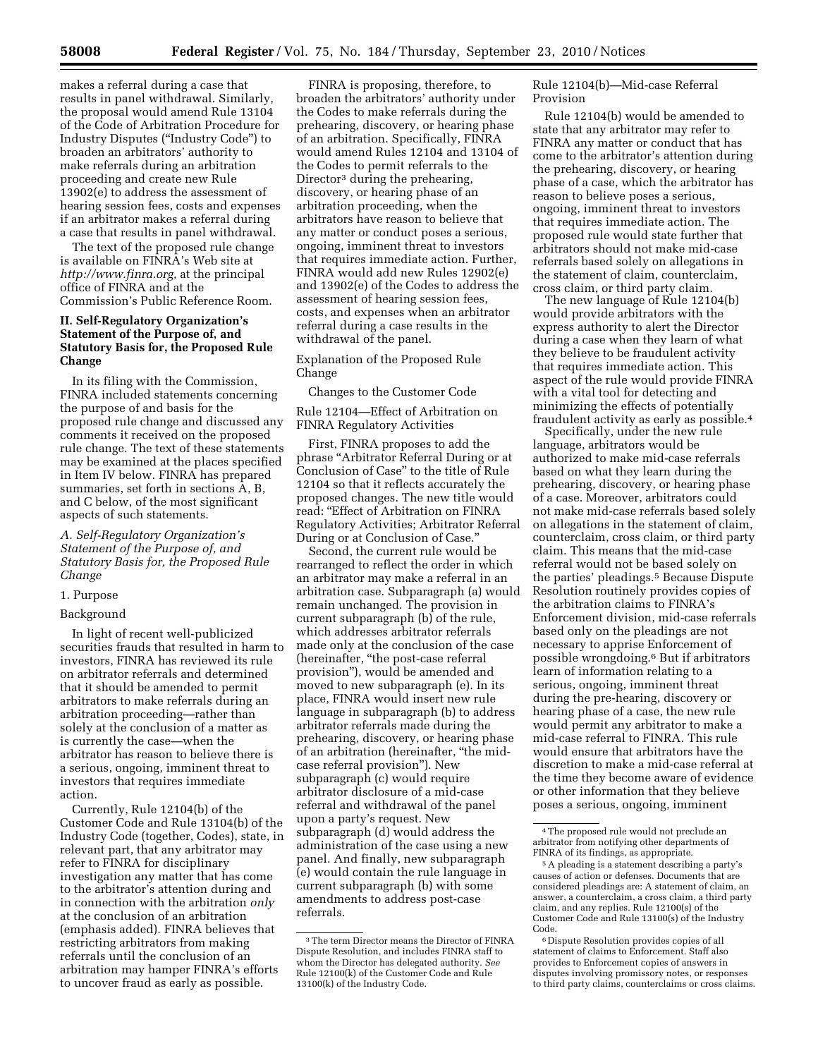makes a referral during a case that results in panel withdrawal. Similarly, the proposal would amend Rule 13104 of the Code of Arbitration Procedure for Industry Disputes ("Industry Code") to broaden an arbitrators' authority to make referrals during an arbitration proceeding and create new Rule 13902(e) to address the assessment of hearing session fees, costs and expenses if an arbitrator makes a referral during a case that results in panel withdrawal.

The text of the proposed rule change is available on FINRA's Web site at *http://www.finra.org,* at the principal office of FINRA and at the Commission's Public Reference Room.

## II. Self-Regulatory Organization's Statement of the Purpose of, and Statutory Basis for, the Proposed Rule Change

In its filing with the Commission, FINRA included statements concerning the purpose of and basis for the proposed rule change and discussed any comments it received on the proposed rule change. The text of these statements may be examined at the places specified in Item IV below. FINRA has prepared summaries, set forth in sections A, B, and C below, of the most significant aspects of such statements.

### *A. Self-Regulatory Organization's Statement of the Purpose of, and Statutory Basis for, the Proposed Rule Change*

1. Purpose

Background

In light of recent well-publicized securities frauds that resulted in harm to investors, FINRA has reviewed its rule on arbitrator referrals and determined that it should be amended to permit arbitrators to make referrals during an arbitration proceeding—rather than solely at the conclusion of a matter as is currently the case—when the arbitrator has reason to believe there is a serious, ongoing, imminent threat to investors that requires immediate action.

Currently, Rule 12104(b) of the Customer Code and Rule 13104(b) of the Industry Code (together, Codes), state, in relevant part, that any arbitrator may refer to FINRA for disciplinary investigation any matter that has come to the arbitrator's attention during and in connection with the arbitration *only* at the conclusion of an arbitration (emphasis added). FINRA believes that restricting arbitrators from making referrals until the conclusion of an arbitration may hamper FINRA's efforts to uncover fraud as early as possible.

FINRA is proposing, therefore, to broaden the arbitrators' authority under the Codes to make referrals during the prehearing, discovery, or hearing phase of an arbitration. Specifically, FINRA would amend Rules 12104 and 13104 of the Codes to permit referrals to the Director[3] during the prehearing, discovery, or hearing phase of an arbitration proceeding, when the arbitrators have reason to believe that any matter or conduct poses a serious, ongoing, imminent threat to investors that requires immediate action. Further, FINRA would add new Rules 12902(e) and 13902(e) of the Codes to address the assessment of hearing session fees, costs, and expenses when an arbitrator referral during a case results in the withdrawal of the panel.

Explanation of the Proposed Rule Change

Changes to the Customer Code

Rule 12104—Effect of Arbitration on FINRA Regulatory Activities

First, FINRA proposes to add the phrase "Arbitrator Referral During or at Conclusion of Case" to the title of Rule 12104 so that it reflects accurately the proposed changes. The new title would read: "Effect of Arbitration on FINRA Regulatory Activities; Arbitrator Referral During or at Conclusion of Case."

Second, the current rule would be rearranged to reflect the order in which an arbitrator may make a referral in an arbitration case. Subparagraph (a) would remain unchanged. The provision in current subparagraph (b) of the rule, which addresses arbitrator referrals made only at the conclusion of the case (hereinafter, "the post-case referral provision"), would be amended and moved to new subparagraph (e). In its place, FINRA would insert new rule language in subparagraph (b) to address arbitrator referrals made during the prehearing, discovery, or hearing phase of an arbitration (hereinafter, "the mid-case referral provision"). New subparagraph (c) would require arbitrator disclosure of a mid-case referral and withdrawal of the panel upon a party's request. New subparagraph (d) would address the administration of the case using a new panel. And finally, new subparagraph (e) would contain the rule language in current subparagraph (b) with some amendments to address post-case referrals.

Rule 12104(b)—Mid-case Referral Provision

Rule 12104(b) would be amended to state that any arbitrator may refer to FINRA any matter or conduct that has come to the arbitrator's attention during the prehearing, discovery, or hearing phase of a case, which the arbitrator has reason to believe poses a serious, ongoing, imminent threat to investors that requires immediate action. The proposed rule would state further that arbitrators should not make mid-case referrals based solely on allegations in the statement of claim, counterclaim, cross claim, or third party claim.

The new language of Rule 12104(b) would provide arbitrators with the express authority to alert the Director during a case when they learn of what they believe to be fraudulent activity that requires immediate action. This aspect of the rule would provide FINRA with a vital tool for detecting and minimizing the effects of potentially fraudulent activity as early as possible.[4]

Specifically, under the new rule language, arbitrators would be authorized to make mid-case referrals based on what they learn during the prehearing, discovery, or hearing phase of a case. Moreover, arbitrators could not make mid-case referrals based solely on allegations in the statement of claim, counterclaim, cross claim, or third party claim. This means that the mid-case referral would not be based solely on the parties' pleadings.[5] Because Dispute Resolution routinely provides copies of the arbitration claims to FINRA's Enforcement division, mid-case referrals based only on the pleadings are not necessary to apprise Enforcement of possible wrongdoing.[6] But if arbitrators learn of information relating to a serious, ongoing, imminent threat during the pre-hearing, discovery or hearing phase of a case, the new rule would permit any arbitrator to make a mid-case referral to FINRA. This rule would ensure that arbitrators have the discretion to make a mid-case referral at the time they become aware of evidence or other information that they believe poses a serious, ongoing, imminent

---

[3] The term Director means the Director of FINRA Dispute Resolution, and includes FINRA staff to whom the Director has delegated authority. *See* Rule 12100(k) of the Customer Code and Rule 13100(k) of the Industry Code.

[4] The proposed rule would not preclude an arbitrator from notifying other departments of FINRA of its findings, as appropriate.

[5] A pleading is a statement describing a party's causes of action or defenses. Documents that are considered pleadings are: A statement of claim, an answer, a counterclaim, a cross claim, a third party claim, and any replies. Rule 12100(s) of the Customer Code and Rule 13100(s) of the Industry Code.

[6] Dispute Resolution provides copies of all statement of claims to Enforcement. Staff also provides to Enforcement copies of answers in disputes involving promissory notes, or responses to third party claims, counterclaims or cross claims.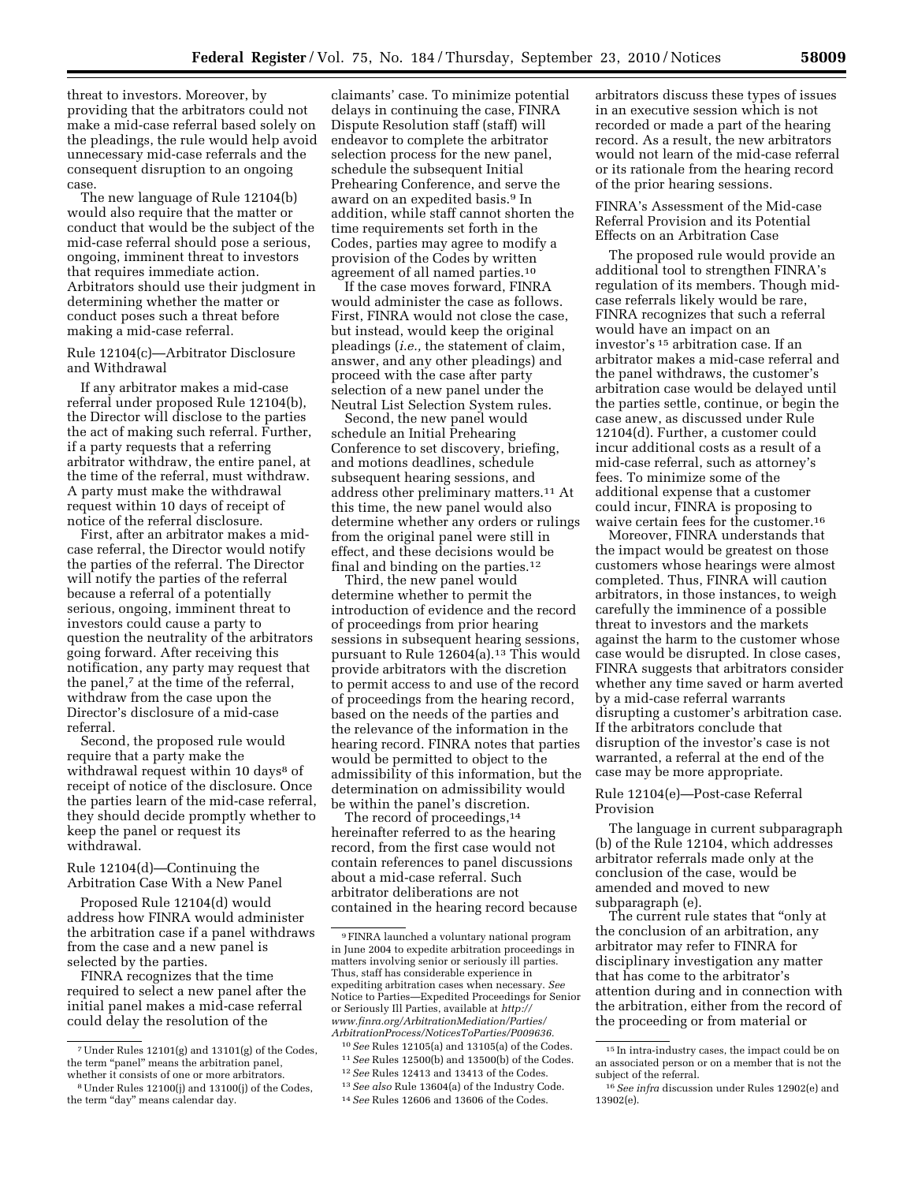threat to investors. Moreover, by providing that the arbitrators could not make a mid-case referral based solely on the pleadings, the rule would help avoid unnecessary mid-case referrals and the consequent disruption to an ongoing case.

The new language of Rule 12104(b) would also require that the matter or conduct that would be the subject of the mid-case referral should pose a serious, ongoing, imminent threat to investors that requires immediate action. Arbitrators should use their judgment in determining whether the matter or conduct poses such a threat before making a mid-case referral.

Rule 12104(c)—Arbitrator Disclosure and Withdrawal

If any arbitrator makes a mid-case referral under proposed Rule 12104(b), the Director will disclose to the parties the act of making such referral. Further, if a party requests that a referring arbitrator withdraw, the entire panel, at the time of the referral, must withdraw. A party must make the withdrawal request within 10 days of receipt of notice of the referral disclosure.

First, after an arbitrator makes a mid-case referral, the Director would notify the parties of the referral. The Director will notify the parties of the referral because a referral of a potentially serious, ongoing, imminent threat to investors could cause a party to question the neutrality of the arbitrators going forward. After receiving this notification, any party may request that the panel,[7] at the time of the referral, withdraw from the case upon the Director's disclosure of a mid-case referral.

Second, the proposed rule would require that a party make the withdrawal request within 10 days[8] of receipt of notice of the disclosure. Once the parties learn of the mid-case referral, they should decide promptly whether to keep the panel or request its withdrawal.

Rule 12104(d)—Continuing the Arbitration Case With a New Panel

Proposed Rule 12104(d) would address how FINRA would administer the arbitration case if a panel withdraws from the case and a new panel is selected by the parties.

FINRA recognizes that the time required to select a new panel after the initial panel makes a mid-case referral could delay the resolution of the claimants' case. To minimize potential delays in continuing the case, FINRA Dispute Resolution staff (staff) will endeavor to complete the arbitrator selection process for the new panel, schedule the subsequent Initial Prehearing Conference, and serve the award on an expedited basis.[9] In addition, while staff cannot shorten the time requirements set forth in the Codes, parties may agree to modify a provision of the Codes by written agreement of all named parties.[10]

If the case moves forward, FINRA would administer the case as follows. First, FINRA would not close the case, but instead, would keep the original pleadings (*i.e.,* the statement of claim, answer, and any other pleadings) and proceed with the case after party selection of a new panel under the Neutral List Selection System rules.

Second, the new panel would schedule an Initial Prehearing Conference to set discovery, briefing, and motions deadlines, schedule subsequent hearing sessions, and address other preliminary matters.[11] At this time, the new panel would also determine whether any orders or rulings from the original panel were still in effect, and these decisions would be final and binding on the parties.[12]

Third, the new panel would determine whether to permit the introduction of evidence and the record of proceedings from prior hearing sessions in subsequent hearing sessions, pursuant to Rule 12604(a).[13] This would provide arbitrators with the discretion to permit access to and use of the record of proceedings from the hearing record, based on the needs of the parties and the relevance of the information in the hearing record. FINRA notes that parties would be permitted to object to the admissibility of this information, but the determination on admissibility would be within the panel's discretion.

The record of proceedings,[14] hereinafter referred to as the hearing record, from the first case would not contain references to panel discussions about a mid-case referral. Such arbitrator deliberations are not contained in the hearing record because arbitrators discuss these types of issues in an executive session which is not recorded or made a part of the hearing record. As a result, the new arbitrators would not learn of the mid-case referral or its rationale from the hearing record of the prior hearing sessions.

FINRA's Assessment of the Mid-case Referral Provision and its Potential Effects on an Arbitration Case

The proposed rule would provide an additional tool to strengthen FINRA's regulation of its members. Though mid-case referrals likely would be rare, FINRA recognizes that such a referral would have an impact on an investor's[15] arbitration case. If an arbitrator makes a mid-case referral and the panel withdraws, the customer's arbitration case would be delayed until the parties settle, continue, or begin the case anew, as discussed under Rule 12104(d). Further, a customer could incur additional costs as a result of a mid-case referral, such as attorney's fees. To minimize some of the additional expense that a customer could incur, FINRA is proposing to waive certain fees for the customer.[16]

Moreover, FINRA understands that the impact would be greatest on those customers whose hearings were almost completed. Thus, FINRA will caution arbitrators, in those instances, to weigh carefully the imminence of a possible threat to investors and the markets against the harm to the customer whose case would be disrupted. In close cases, FINRA suggests that arbitrators consider whether any time saved or harm averted by a mid-case referral warrants disrupting a customer's arbitration case. If the arbitrators conclude that disruption of the investor's case is not warranted, a referral at the end of the case may be more appropriate.

Rule 12104(e)—Post-case Referral Provision

The language in current subparagraph (b) of the Rule 12104, which addresses arbitrator referrals made only at the conclusion of the case, would be amended and moved to new subparagraph (e).

The current rule states that "only at the conclusion of an arbitration, any arbitrator may refer to FINRA for disciplinary investigation any matter that has come to the arbitrator's attention during and in connection with the arbitration, either from the record of the proceeding or from material or

---

[7] Under Rules 12101(g) and 13101(g) of the Codes, the term "panel" means the arbitration panel, whether it consists of one or more arbitrators.

[8] Under Rules 12100(j) and 13100(j) of the Codes, the term "day" means calendar day.

[9] FINRA launched a voluntary national program in June 2004 to expedite arbitration proceedings in matters involving senior or seriously ill parties. Thus, staff has considerable experience in expediting arbitration cases when necessary. *See* Notice to Parties—Expedited Proceedings for Senior or Seriously Ill Parties, available at *http://www.finra.org/ArbitrationMediation/Parties/ArbitrationProcess/NoticesToParties/P009636.*

[10] *See* Rules 12105(a) and 13105(a) of the Codes.

[11] *See* Rules 12500(b) and 13500(b) of the Codes.

[12] *See* Rules 12413 and 13413 of the Codes.

[13] *See also* Rule 13604(a) of the Industry Code.

[14] *See* Rules 12606 and 13606 of the Codes.

[15] In intra-industry cases, the impact could be on an associated person or on a member that is not the subject of the referral.

[16] *See infra* discussion under Rules 12902(e) and 13902(e).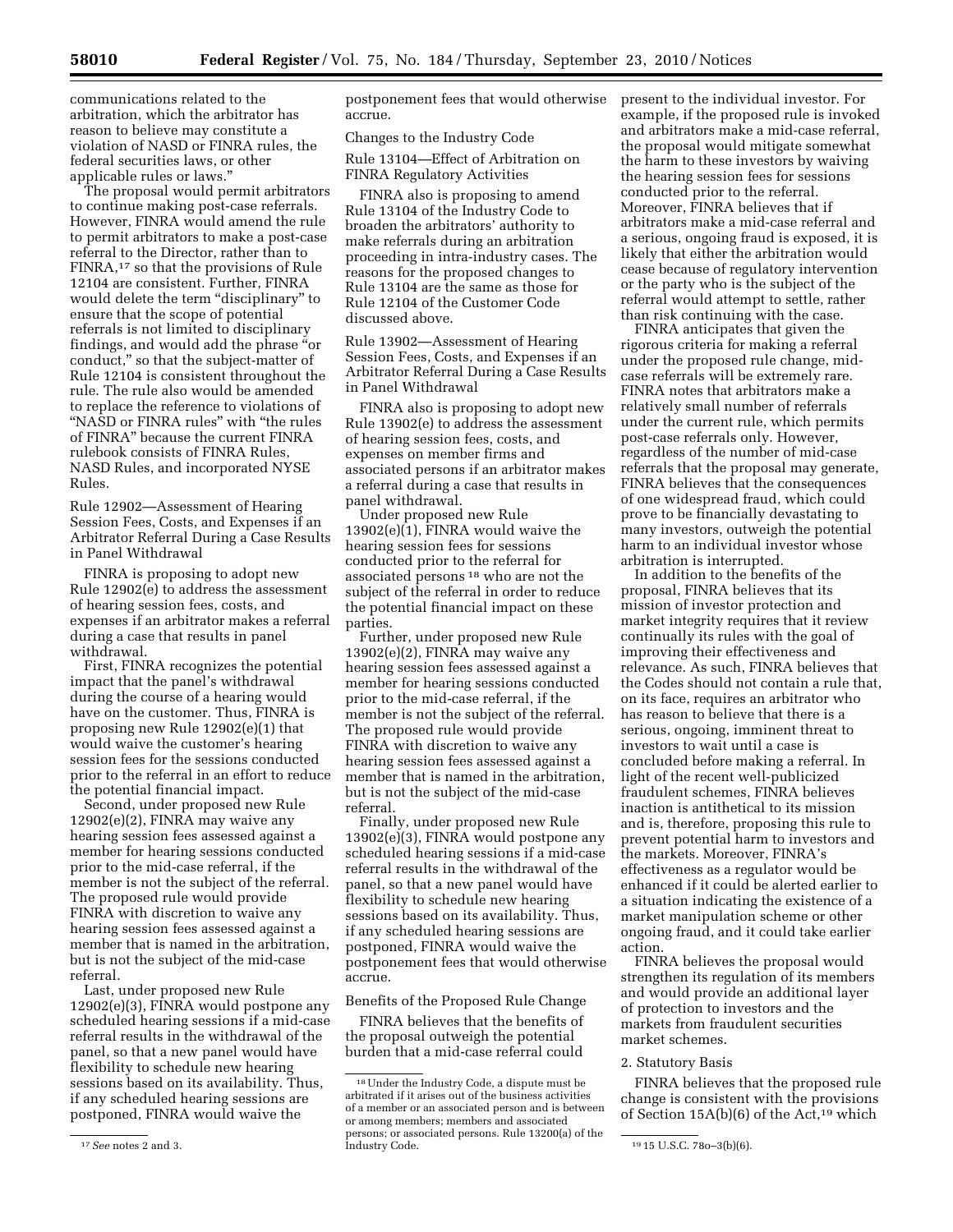communications related to the arbitration, which the arbitrator has reason to believe may constitute a violation of NASD or FINRA rules, the federal securities laws, or other applicable rules or laws."

The proposal would permit arbitrators to continue making post-case referrals. However, FINRA would amend the rule to permit arbitrators to make a post-case referral to the Director, rather than to FINRA,[17] so that the provisions of Rule 12104 are consistent. Further, FINRA would delete the term "disciplinary" to ensure that the scope of potential referrals is not limited to disciplinary findings, and would add the phrase "or conduct," so that the subject-matter of Rule 12104 is consistent throughout the rule. The rule also would be amended to replace the reference to violations of "NASD or FINRA rules" with "the rules of FINRA" because the current FINRA rulebook consists of FINRA Rules, NASD Rules, and incorporated NYSE Rules.

Rule 12902—Assessment of Hearing Session Fees, Costs, and Expenses if an Arbitrator Referral During a Case Results in Panel Withdrawal

FINRA is proposing to adopt new Rule 12902(e) to address the assessment of hearing session fees, costs, and expenses if an arbitrator makes a referral during a case that results in panel withdrawal.

First, FINRA recognizes the potential impact that the panel's withdrawal during the course of a hearing would have on the customer. Thus, FINRA is proposing new Rule 12902(e)(1) that would waive the customer's hearing session fees for the sessions conducted prior to the referral in an effort to reduce the potential financial impact.

Second, under proposed new Rule 12902(e)(2), FINRA may waive any hearing session fees assessed against a member for hearing sessions conducted prior to the mid-case referral, if the member is not the subject of the referral. The proposed rule would provide FINRA with discretion to waive any hearing session fees assessed against a member that is named in the arbitration, but is not the subject of the mid-case referral.

Last, under proposed new Rule 12902(e)(3), FINRA would postpone any scheduled hearing sessions if a mid-case referral results in the withdrawal of the panel, so that a new panel would have flexibility to schedule new hearing sessions based on its availability. Thus, if any scheduled hearing sessions are postponed, FINRA would waive the postponement fees that would otherwise accrue.

Changes to the Industry Code

Rule 13104—Effect of Arbitration on FINRA Regulatory Activities

FINRA also is proposing to amend Rule 13104 of the Industry Code to broaden the arbitrators' authority to make referrals during an arbitration proceeding in intra-industry cases. The reasons for the proposed changes to Rule 13104 are the same as those for Rule 12104 of the Customer Code discussed above.

Rule 13902—Assessment of Hearing Session Fees, Costs, and Expenses if an Arbitrator Referral During a Case Results in Panel Withdrawal

FINRA also is proposing to adopt new Rule 13902(e) to address the assessment of hearing session fees, costs, and expenses on member firms and associated persons if an arbitrator makes a referral during a case that results in panel withdrawal.

Under proposed new Rule 13902(e)(1), FINRA would waive the hearing session fees for sessions conducted prior to the referral for associated persons [18] who are not the subject of the referral in order to reduce the potential financial impact on these parties.

Further, under proposed new Rule 13902(e)(2), FINRA may waive any hearing session fees assessed against a member for hearing sessions conducted prior to the mid-case referral, if the member is not the subject of the referral. The proposed rule would provide FINRA with discretion to waive any hearing session fees assessed against a member that is named in the arbitration, but is not the subject of the mid-case referral.

Finally, under proposed new Rule 13902(e)(3), FINRA would postpone any scheduled hearing sessions if a mid-case referral results in the withdrawal of the panel, so that a new panel would have flexibility to schedule new hearing sessions based on its availability. Thus, if any scheduled hearing sessions are postponed, FINRA would waive the postponement fees that would otherwise accrue.

Benefits of the Proposed Rule Change

FINRA believes that the benefits of the proposal outweigh the potential burden that a mid-case referral could present to the individual investor. For example, if the proposed rule is invoked and arbitrators make a mid-case referral, the proposal would mitigate somewhat the harm to these investors by waiving the hearing session fees for sessions conducted prior to the referral. Moreover, FINRA believes that if arbitrators make a mid-case referral and a serious, ongoing fraud is exposed, it is likely that either the arbitration would cease because of regulatory intervention or the party who is the subject of the referral would attempt to settle, rather than risk continuing with the case.

FINRA anticipates that given the rigorous criteria for making a referral under the proposed rule change, mid-case referrals will be extremely rare. FINRA notes that arbitrators make a relatively small number of referrals under the current rule, which permits post-case referrals only. However, regardless of the number of mid-case referrals that the proposal may generate, FINRA believes that the consequences of one widespread fraud, which could prove to be financially devastating to many investors, outweigh the potential harm to an individual investor whose arbitration is interrupted.

In addition to the benefits of the proposal, FINRA believes that its mission of investor protection and market integrity requires that it review continually its rules with the goal of improving their effectiveness and relevance. As such, FINRA believes that the Codes should not contain a rule that, on its face, requires an arbitrator who has reason to believe that there is a serious, ongoing, imminent threat to investors to wait until a case is concluded before making a referral. In light of the recent well-publicized fraudulent schemes, FINRA believes inaction is antithetical to its mission and is, therefore, proposing this rule to prevent potential harm to investors and the markets. Moreover, FINRA's effectiveness as a regulator would be enhanced if it could be alerted earlier to a situation indicating the existence of a market manipulation scheme or other ongoing fraud, and it could take earlier action.

FINRA believes the proposal would strengthen its regulation of its members and would provide an additional layer of protection to investors and the markets from fraudulent securities market schemes.

2. Statutory Basis

FINRA believes that the proposed rule change is consistent with the provisions of Section 15A(b)(6) of the Act,[19] which

---

[17] *See* notes 2 and 3.

[18] Under the Industry Code, a dispute must be arbitrated if it arises out of the business activities of a member or an associated person and is between or among members; members and associated persons; or associated persons. Rule 13200(a) of the Industry Code.

[19] 15 U.S.C. 78o–3(b)(6).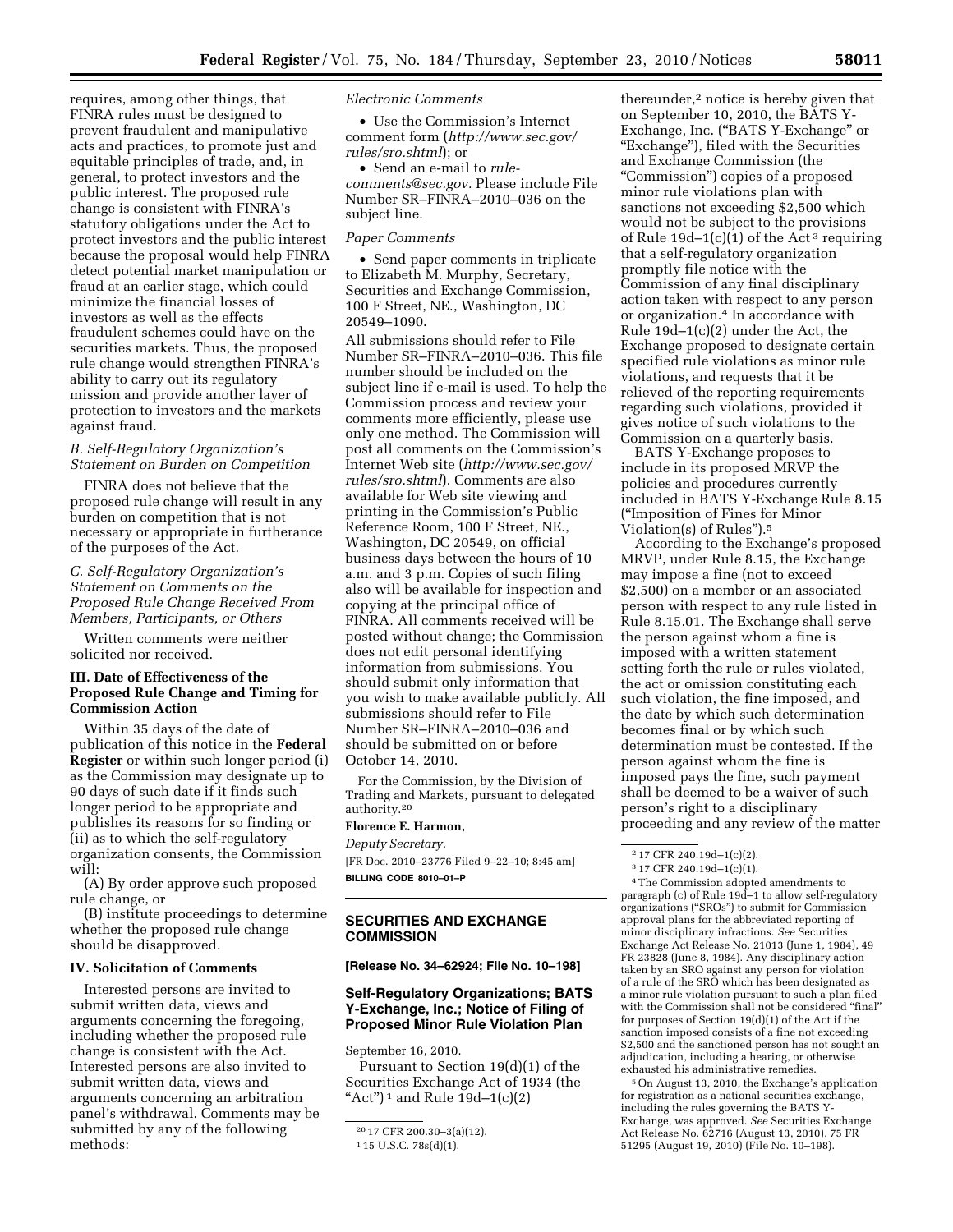requires, among other things, that FINRA rules must be designed to prevent fraudulent and manipulative acts and practices, to promote just and equitable principles of trade, and, in general, to protect investors and the public interest. The proposed rule change is consistent with FINRA's statutory obligations under the Act to protect investors and the public interest because the proposal would help FINRA detect potential market manipulation or fraud at an earlier stage, which could minimize the financial losses of investors as well as the effects fraudulent schemes could have on the securities markets. Thus, the proposed rule change would strengthen FINRA's ability to carry out its regulatory mission and provide another layer of protection to investors and the markets against fraud.

### *B. Self-Regulatory Organization's Statement on Burden on Competition*

FINRA does not believe that the proposed rule change will result in any burden on competition that is not necessary or appropriate in furtherance of the purposes of the Act.

### *C. Self-Regulatory Organization's Statement on Comments on the Proposed Rule Change Received From Members, Participants, or Others*

Written comments were neither solicited nor received.

## III. Date of Effectiveness of the Proposed Rule Change and Timing for Commission Action

Within 35 days of the date of publication of this notice in the **Federal Register** or within such longer period (i) as the Commission may designate up to 90 days of such date if it finds such longer period to be appropriate and publishes its reasons for so finding or (ii) as to which the self-regulatory organization consents, the Commission will:

(A) By order approve such proposed rule change, or

(B) institute proceedings to determine whether the proposed rule change should be disapproved.

## IV. Solicitation of Comments

Interested persons are invited to submit written data, views and arguments concerning the foregoing, including whether the proposed rule change is consistent with the Act. Interested persons are also invited to submit written data, views and arguments concerning an arbitration panel's withdrawal. Comments may be submitted by any of the following methods:

*Electronic Comments*

- Use the Commission's Internet comment form (*http://www.sec.gov/rules/sro.shtml*); or
- Send an e-mail to *rule-comments@sec.gov*. Please include File Number SR–FINRA–2010–036 on the subject line.

*Paper Comments*

- Send paper comments in triplicate to Elizabeth M. Murphy, Secretary, Securities and Exchange Commission, 100 F Street, NE., Washington, DC 20549–1090.

All submissions should refer to File Number SR–FINRA–2010–036. This file number should be included on the subject line if e-mail is used. To help the Commission process and review your comments more efficiently, please use only one method. The Commission will post all comments on the Commission's Internet Web site (*http://www.sec.gov/rules/sro.shtml*). Comments are also available for Web site viewing and printing in the Commission's Public Reference Room, 100 F Street, NE., Washington, DC 20549, on official business days between the hours of 10 a.m. and 3 p.m. Copies of such filing also will be available for inspection and copying at the principal office of FINRA. All comments received will be posted without change; the Commission does not edit personal identifying information from submissions. You should submit only information that you wish to make available publicly. All submissions should refer to File Number SR–FINRA–2010–036 and should be submitted on or before October 14, 2010.

For the Commission, by the Division of Trading and Markets, pursuant to delegated authority.[20]

**Florence E. Harmon,**

*Deputy Secretary.*

[FR Doc. 2010–23776 Filed 9–22–10; 8:45 am]

**BILLING CODE 8010–01–P**

[20] 17 CFR 200.30–3(a)(12).

---

## SECURITIES AND EXCHANGE COMMISSION

**[Release No. 34–62924; File No. 10–198]**

## Self-Regulatory Organizations; BATS Y-Exchange, Inc.; Notice of Filing of Proposed Minor Rule Violation Plan

September 16, 2010.

Pursuant to Section 19(d)(1) of the Securities Exchange Act of 1934 (the "Act")[1] and Rule 19d–1(c)(2) thereunder,[2] notice is hereby given that on September 10, 2010, the BATS Y-Exchange, Inc. ("BATS Y-Exchange" or "Exchange"), filed with the Securities and Exchange Commission (the "Commission") copies of a proposed minor rule violations plan with sanctions not exceeding $2,500 which would not be subject to the provisions of Rule 19d–1(c)(1) of the Act[3] requiring that a self-regulatory organization promptly file notice with the Commission of any final disciplinary action taken with respect to any person or organization.[4] In accordance with Rule 19d–1(c)(2) under the Act, the Exchange proposed to designate certain specified rule violations as minor rule violations, and requests that it be relieved of the reporting requirements regarding such violations, provided it gives notice of such violations to the Commission on a quarterly basis.

BATS Y-Exchange proposes to include in its proposed MRVP the policies and procedures currently included in BATS Y-Exchange Rule 8.15 ("Imposition of Fines for Minor Violation(s) of Rules").[5]

According to the Exchange's proposed MRVP, under Rule 8.15, the Exchange may impose a fine (not to exceed $2,500) on a member or an associated person with respect to any rule listed in Rule 8.15.01. The Exchange shall serve the person against whom a fine is imposed with a written statement setting forth the rule or rules violated, the act or omission constituting each such violation, the fine imposed, and the date by which such determination becomes final or by which such determination must be contested. If the person against whom the fine is imposed pays the fine, such payment shall be deemed to be a waiver of such person's right to a disciplinary proceeding and any review of the matter

[1] 15 U.S.C. 78s(d)(1).

[2] 17 CFR 240.19d–1(c)(2).

[3] 17 CFR 240.19d–1(c)(1).

[4] The Commission adopted amendments to paragraph (c) of Rule 19d–1 to allow self-regulatory organizations ("SROs") to submit for Commission approval plans for the abbreviated reporting of minor disciplinary infractions. *See* Securities Exchange Act Release No. 21013 (June 1, 1984), 49 FR 23828 (June 8, 1984). Any disciplinary action taken by an SRO against any person for violation of a rule of the SRO which has been designated as a minor rule violation pursuant to such a plan filed with the Commission shall not be considered "final" for purposes of Section 19(d)(1) of the Act if the sanction imposed consists of a fine not exceeding $2,500 and the sanctioned person has not sought an adjudication, including a hearing, or otherwise exhausted his administrative remedies.

[5] On August 13, 2010, the Exchange's application for registration as a national securities exchange, including the rules governing the BATS Y-Exchange, was approved. *See* Securities Exchange Act Release No. 62716 (August 13, 2010), 75 FR 51295 (August 19, 2010) (File No. 10–198).